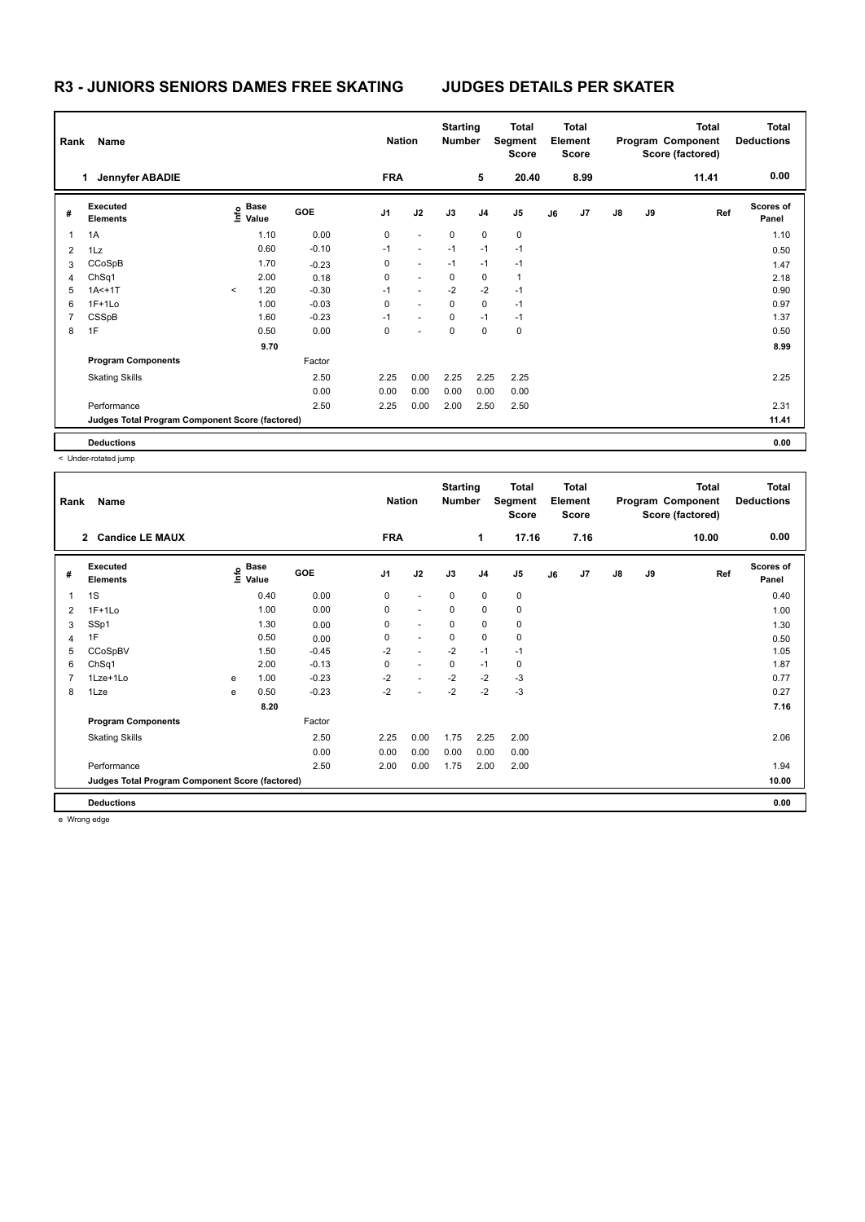# R3 - JUNIORS SENIORS DAMES FREE SKATING

## JUDGES DETAILS PER SKATER

| Rank | Name | Nation | Starting Number | Total Segment Score | Total Element Score | Total Program Component Score (factored) | Total Deductions |
|---|---|---|---|---|---|---|---|
| 1 | Jennyfer ABADIE | FRA | 5 | 20.40 | 8.99 | 11.41 | 0.00 |

| # | Executed Elements | Info | Base Value | GOE | J1 | J2 | J3 | J4 | J5 | J6 | J7 | J8 | J9 | Ref | Scores of Panel |
|---|---|---|---|---|---|---|---|---|---|---|---|---|---|---|---|
| 1 | 1A | | 1.10 | 0.00 | 0 | - | 0 | 0 | 0 | | | | | | 1.10 |
| 2 | 1Lz | | 0.60 | -0.10 | -1 | - | -1 | -1 | -1 | | | | | | 0.50 |
| 3 | CCoSpB | | 1.70 | -0.23 | 0 | - | -1 | -1 | -1 | | | | | | 1.47 |
| 4 | ChSq1 | | 2.00 | 0.18 | 0 | - | 0 | 0 | 1 | | | | | | 2.18 |
| 5 | 1A<+1T | < | 1.20 | -0.30 | -1 | - | -2 | -2 | -1 | | | | | | 0.90 |
| 6 | 1F+1Lo | | 1.00 | -0.03 | 0 | - | 0 | 0 | -1 | | | | | | 0.97 |
| 7 | CSSpB | | 1.60 | -0.23 | -1 | - | 0 | -1 | -1 | | | | | | 1.37 |
| 8 | 1F | | 0.50 | 0.00 | 0 | - | 0 | 0 | 0 | | | | | | 0.50 |
| | | | 9.70 | | | | | | | | | | | | 8.99 |
| | **Program Components** | | | Factor | | | | | | | | | | | |
| | Skating Skills | | | 2.50 | 2.25 | 0.00 | 2.25 | 2.25 | 2.25 | | | | | | 2.25 |
| | | | | 0.00 | 0.00 | 0.00 | 0.00 | 0.00 | 0.00 | | | | | | |
| | Performance | | | 2.50 | 2.25 | 0.00 | 2.00 | 2.50 | 2.50 | | | | | | 2.31 |
| | **Judges Total Program Component Score (factored)** | | | | | | | | | | | | | | 11.41 |
| | **Deductions** | | | | | | | | | | | | | | 0.00 |

< Under-rotated jump

| Rank | Name | Nation | Starting Number | Total Segment Score | Total Element Score | Total Program Component Score (factored) | Total Deductions |
|---|---|---|---|---|---|---|---|
| 2 | Candice LE MAUX | FRA | 1 | 17.16 | 7.16 | 10.00 | 0.00 |

| # | Executed Elements | Info | Base Value | GOE | J1 | J2 | J3 | J4 | J5 | J6 | J7 | J8 | J9 | Ref | Scores of Panel |
|---|---|---|---|---|---|---|---|---|---|---|---|---|---|---|---|
| 1 | 1S | | 0.40 | 0.00 | 0 | - | 0 | 0 | 0 | | | | | | 0.40 |
| 2 | 1F+1Lo | | 1.00 | 0.00 | 0 | - | 0 | 0 | 0 | | | | | | 1.00 |
| 3 | SSp1 | | 1.30 | 0.00 | 0 | - | 0 | 0 | 0 | | | | | | 1.30 |
| 4 | 1F | | 0.50 | 0.00 | 0 | - | 0 | 0 | 0 | | | | | | 0.50 |
| 5 | CCoSpBV | | 1.50 | -0.45 | -2 | - | -2 | -1 | -1 | | | | | | 1.05 |
| 6 | ChSq1 | | 2.00 | -0.13 | 0 | - | 0 | -1 | 0 | | | | | | 1.87 |
| 7 | 1Lze+1Lo | e | 1.00 | -0.23 | -2 | - | -2 | -2 | -3 | | | | | | 0.77 |
| 8 | 1Lze | e | 0.50 | -0.23 | -2 | - | -2 | -2 | -3 | | | | | | 0.27 |
| | | | 8.20 | | | | | | | | | | | | 7.16 |
| | **Program Components** | | | Factor | | | | | | | | | | | |
| | Skating Skills | | | 2.50 | 2.25 | 0.00 | 1.75 | 2.25 | 2.00 | | | | | | 2.06 |
| | | | | 0.00 | 0.00 | 0.00 | 0.00 | 0.00 | 0.00 | | | | | | |
| | Performance | | | 2.50 | 2.00 | 0.00 | 1.75 | 2.00 | 2.00 | | | | | | 1.94 |
| | **Judges Total Program Component Score (factored)** | | | | | | | | | | | | | | 10.00 |
| | **Deductions** | | | | | | | | | | | | | | 0.00 |

e Wrong edge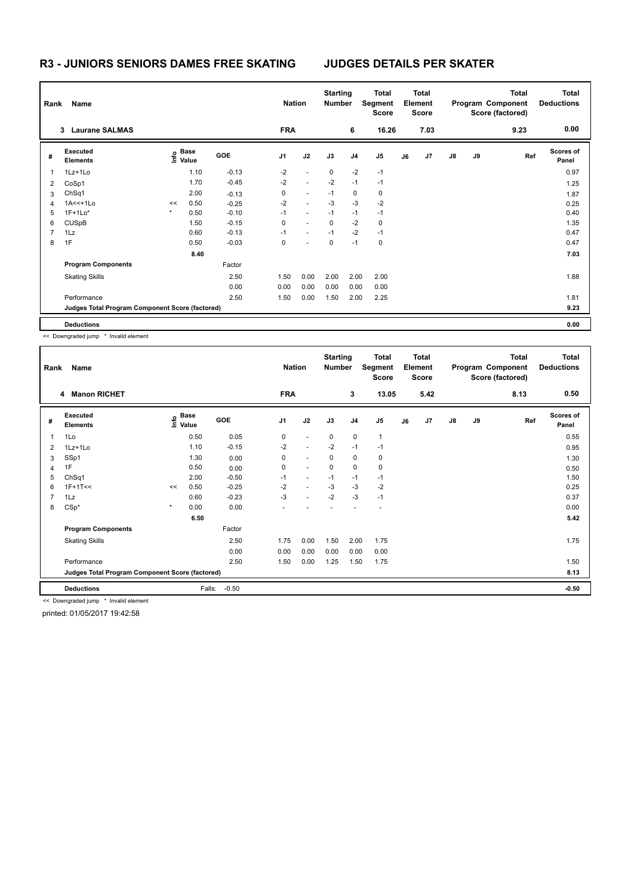# R3 - JUNIORS SENIORS DAMES FREE SKATING　　JUDGES DETAILS PER SKATER

| Rank | Name | Nation | Starting Number | Total Segment Score | Total Element Score | Total Program Component Score (factored) | Total Deductions |
|---|---|---|---|---|---|---|---|
| 3 | Laurane SALMAS | FRA | 6 | 16.26 | 7.03 | 9.23 | 0.00 |

| # | Executed Elements | Info | Base Value | GOE | J1 | J2 | J3 | J4 | J5 | J6 | J7 | J8 | J9 | Ref | Scores of Panel |
|---|---|---|---|---|---|---|---|---|---|---|---|---|---|---|---|
| 1 | 1Lz+1Lo | | 1.10 | -0.13 | -2 | - | 0 | -2 | -1 | | | | | | 0.97 |
| 2 | CoSp1 | | 1.70 | -0.45 | -2 | - | -2 | -1 | -1 | | | | | | 1.25 |
| 3 | ChSq1 | | 2.00 | -0.13 | 0 | - | -1 | 0 | 0 | | | | | | 1.87 |
| 4 | 1A<<+1Lo | << | 0.50 | -0.25 | -2 | - | -3 | -3 | -2 | | | | | | 0.25 |
| 5 | 1F+1Lo* | * | 0.50 | -0.10 | -1 | - | -1 | -1 | -1 | | | | | | 0.40 |
| 6 | CUSpB | | 1.50 | -0.15 | 0 | - | 0 | -2 | 0 | | | | | | 1.35 |
| 7 | 1Lz | | 0.60 | -0.13 | -1 | - | -1 | -2 | -1 | | | | | | 0.47 |
| 8 | 1F | | 0.50 | -0.03 | 0 | - | 0 | -1 | 0 | | | | | | 0.47 |
| | | | 8.40 | | | | | | | | | | | | 7.03 |
| | **Program Components** | | | Factor | | | | | | | | | | | |
| | Skating Skills | | | 2.50 | 1.50 | 0.00 | 2.00 | 2.00 | 2.00 | | | | | | 1.88 |
| | | | | 0.00 | 0.00 | 0.00 | 0.00 | 0.00 | 0.00 | | | | | | |
| | Performance | | | 2.50 | 1.50 | 0.00 | 1.50 | 2.00 | 2.25 | | | | | | 1.81 |
| | **Judges Total Program Component Score (factored)** | | | | | | | | | | | | | | 9.23 |
| | **Deductions** | | | | | | | | | | | | | | 0.00 |

<< Downgraded jump * Invalid element

| Rank | Name | Nation | Starting Number | Total Segment Score | Total Element Score | Total Program Component Score (factored) | Total Deductions |
|---|---|---|---|---|---|---|---|
| 4 | Manon RICHET | FRA | 3 | 13.05 | 5.42 | 8.13 | 0.50 |

| # | Executed Elements | Info | Base Value | GOE | J1 | J2 | J3 | J4 | J5 | J6 | J7 | J8 | J9 | Ref | Scores of Panel |
|---|---|---|---|---|---|---|---|---|---|---|---|---|---|---|---|
| 1 | 1Lo | | 0.50 | 0.05 | 0 | - | 0 | 0 | 1 | | | | | | 0.55 |
| 2 | 1Lz+1Lo | | 1.10 | -0.15 | -2 | - | -2 | -1 | -1 | | | | | | 0.95 |
| 3 | SSp1 | | 1.30 | 0.00 | 0 | - | 0 | 0 | 0 | | | | | | 1.30 |
| 4 | 1F | | 0.50 | 0.00 | 0 | - | 0 | 0 | 0 | | | | | | 0.50 |
| 5 | ChSq1 | | 2.00 | -0.50 | -1 | - | -1 | -1 | -1 | | | | | | 1.50 |
| 6 | 1F+1T<< | << | 0.50 | -0.25 | -2 | - | -3 | -3 | -2 | | | | | | 0.25 |
| 7 | 1Lz | | 0.60 | -0.23 | -3 | - | -2 | -3 | -1 | | | | | | 0.37 |
| 8 | CSp* | * | 0.00 | 0.00 | - | - | - | - | - | | | | | | 0.00 |
| | | | 6.50 | | | | | | | | | | | | 5.42 |
| | **Program Components** | | | Factor | | | | | | | | | | | |
| | Skating Skills | | | 2.50 | 1.75 | 0.00 | 1.50 | 2.00 | 1.75 | | | | | | 1.75 |
| | | | | 0.00 | 0.00 | 0.00 | 0.00 | 0.00 | 0.00 | | | | | | |
| | Performance | | | 2.50 | 1.50 | 0.00 | 1.25 | 1.50 | 1.75 | | | | | | 1.50 |
| | **Judges Total Program Component Score (factored)** | | | | | | | | | | | | | | 8.13 |
| | **Deductions** | | Falls: | -0.50 | | | | | | | | | | | -0.50 |

<< Downgraded jump * Invalid element

printed: 01/05/2017 19:42:58